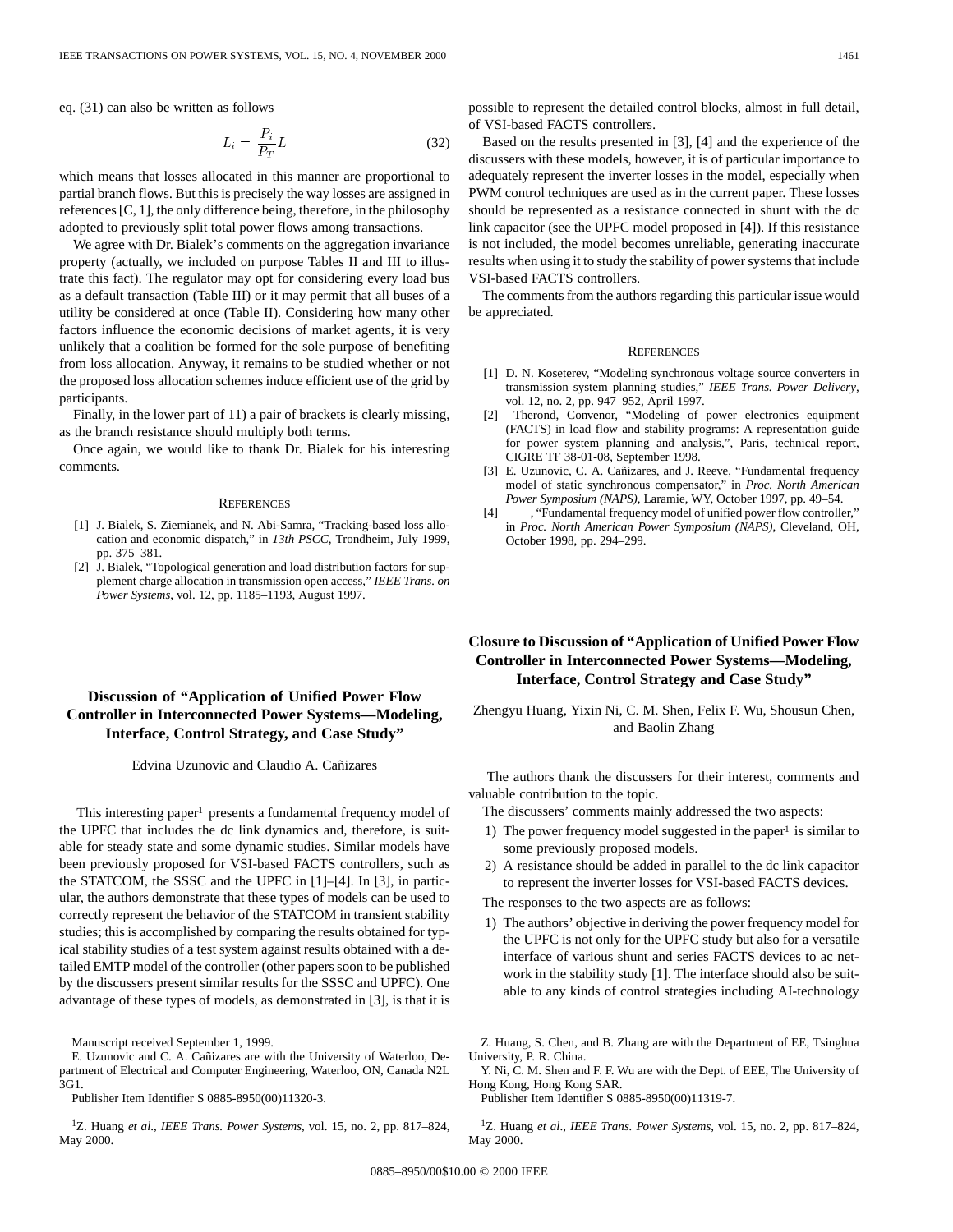eq. (31) can also be written as follows

$$L_i = \frac{P_i}{P_T} L \tag{32}$$

which means that losses allocated in this manner are proportional to partial branch flows. But this is precisely the way losses are assigned in references [C, 1], the only difference being, therefore, in the philosophy adopted to previously split total power flows among transactions.

We agree with Dr. Bialek's comments on the aggregation invariance property (actually, we included on purpose Tables II and III to illustrate this fact). The regulator may opt for considering every load bus as a default transaction (Table III) or it may permit that all buses of a utility be considered at once (Table II). Considering how many other factors influence the economic decisions of market agents, it is very unlikely that a coalition be formed for the sole purpose of benefiting from loss allocation. Anyway, it remains to be studied whether or not the proposed loss allocation schemes induce efficient use of the grid by participants.

Finally, in the lower part of 11) a pair of brackets is clearly missing, as the branch resistance should multiply both terms.

Once again, we would like to thank Dr. Bialek for his interesting comments.

### References

[1] J. Bialek, S. Ziemianek, and N. Abi-Samra, "Tracking-based loss allocation and economic dispatch," in *13th PSCC*, Trondheim, July 1999, pp. 375–381.

[2] J. Bialek, "Topological generation and load distribution factors for supplement charge allocation in transmission open access," *IEEE Trans. on Power Systems*, vol. 12, pp. 1185–1193, August 1997.

## Discussion of "Application of Unified Power Flow Controller in Interconnected Power Systems—Modeling, Interface, Control Strategy, and Case Study"

Edvina Uzunovic and Claudio A. Cañizares

This interesting paper[1] presents a fundamental frequency model of the UPFC that includes the dc link dynamics and, therefore, is suitable for steady state and some dynamic studies. Similar models have been previously proposed for VSI-based FACTS controllers, such as the STATCOM, the SSSC and the UPFC in [1]–[4]. In [3], in particular, the authors demonstrate that these types of models can be used to correctly represent the behavior of the STATCOM in transient stability studies; this is accomplished by comparing the results obtained for typical stability studies of a test system against results obtained with a detailed EMTP model of the controller (other papers soon to be published by the discussers present similar results for the SSSC and UPFC). One advantage of these types of models, as demonstrated in [3], is that it is possible to represent the detailed control blocks, almost in full detail, of VSI-based FACTS controllers.

Based on the results presented in [3], [4] and the experience of the discussers with these models, however, it is of particular importance to adequately represent the inverter losses in the model, especially when PWM control techniques are used as in the current paper. These losses should be represented as a resistance connected in shunt with the dc link capacitor (see the UPFC model proposed in [4]). If this resistance is not included, the model becomes unreliable, generating inaccurate results when using it to study the stability of power systems that include VSI-based FACTS controllers.

The comments from the authors regarding this particular issue would be appreciated.

Manuscript received September 1, 1999.

E. Uzunovic and C. A. Cañizares are with the University of Waterloo, Department of Electrical and Computer Engineering, Waterloo, ON, Canada N2L 3G1.

Publisher Item Identifier S 0885-8950(00)11320-3.

[1] Z. Huang *et al.*, *IEEE Trans. Power Systems*, vol. 15, no. 2, pp. 817–824, May 2000.

### References

[1] D. N. Koseterev, "Modeling synchronous voltage source converters in transmission system planning studies," *IEEE Trans. Power Delivery*, vol. 12, no. 2, pp. 947–952, April 1997.

[2] Therond, Convenor, "Modeling of power electronics equipment (FACTS) in load flow and stability programs: A representation guide for power system planning and analysis,", Paris, technical report, CIGRE TF 38-01-08, September 1998.

[3] E. Uzunovic, C. A. Cañizares, and J. Reeve, "Fundamental frequency model of static synchronous compensator," in *Proc. North American Power Symposium (NAPS)*, Laramie, WY, October 1997, pp. 49–54.

[4] ——, "Fundamental frequency model of unified power flow controller," in *Proc. North American Power Symposium (NAPS)*, Cleveland, OH, October 1998, pp. 294–299.

## Closure to Discussion of "Application of Unified Power Flow Controller in Interconnected Power Systems—Modeling, Interface, Control Strategy and Case Study"

Zhengyu Huang, Yixin Ni, C. M. Shen, Felix F. Wu, Shousun Chen, and Baolin Zhang

The authors thank the discussers for their interest, comments and valuable contribution to the topic.

The discussers' comments mainly addressed the two aspects:

1) The power frequency model suggested in the paper[1] is similar to some previously proposed models.
2) A resistance should be added in parallel to the dc link capacitor to represent the inverter losses for VSI-based FACTS devices.

The responses to the two aspects are as follows:

1) The authors' objective in deriving the power frequency model for the UPFC is not only for the UPFC study but also for a versatile interface of various shunt and series FACTS devices to ac network in the stability study [1]. The interface should also be suitable to any kinds of control strategies including AI-technology

Z. Huang, S. Chen, and B. Zhang are with the Department of EE, Tsinghua University, P. R. China.

Y. Ni, C. M. Shen and F. F. Wu are with the Dept. of EEE, The University of Hong Kong, Hong Kong SAR.

Publisher Item Identifier S 0885-8950(00)11319-7.

[1] Z. Huang *et al.*, *IEEE Trans. Power Systems*, vol. 15, no. 2, pp. 817–824, May 2000.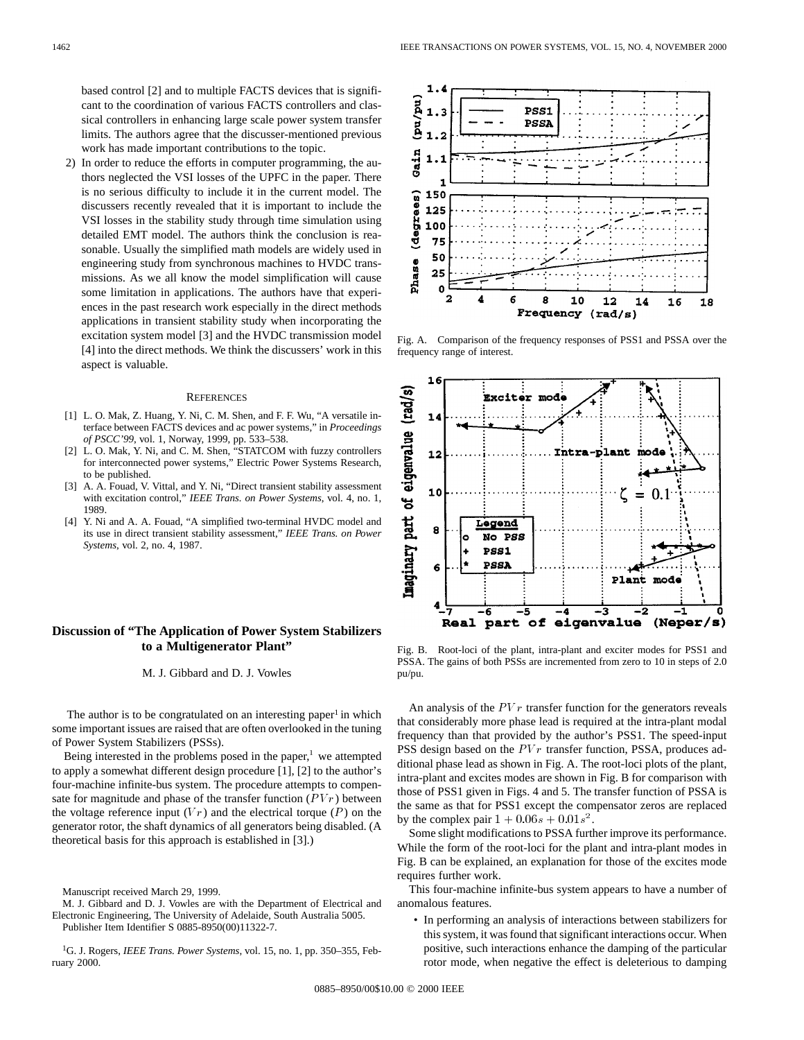based control [2] and to multiple FACTS devices that is significant to the coordination of various FACTS controllers and classical controllers in enhancing large scale power system transfer limits. The authors agree that the discusser-mentioned previous work has made important contributions to the topic.

2) In order to reduce the efforts in computer programming, the authors neglected the VSI losses of the UPFC in the paper. There is no serious difficulty to include it in the current model. The discussers recently revealed that it is important to include the VSI losses in the stability study through time simulation using detailed EMT model. The authors think the conclusion is reasonable. Usually the simplified math models are widely used in engineering study from synchronous machines to HVDC transmissions. As we all know the model simplification will cause some limitation in applications. The authors have that experiences in the past research work especially in the direct methods applications in transient stability study when incorporating the excitation system model [3] and the HVDC transmission model [4] into the direct methods. We think the discussers' work in this aspect is valuable.

## REFERENCES

[1] L. O. Mak, Z. Huang, Y. Ni, C. M. Shen, and F. F. Wu, "A versatile interface between FACTS devices and ac power systems," in *Proceedings of PSCC'99*, vol. 1, Norway, 1999, pp. 533–538.

[2] L. O. Mak, Y. Ni, and C. M. Shen, "STATCOM with fuzzy controllers for interconnected power systems," Electric Power Systems Research, to be published.

[3] A. A. Fouad, V. Vittal, and Y. Ni, "Direct transient stability assessment with excitation control," *IEEE Trans. on Power Systems*, vol. 4, no. 1, 1989.

[4] Y. Ni and A. A. Fouad, "A simplified two-terminal HVDC model and its use in direct transient stability assessment," *IEEE Trans. on Power Systems*, vol. 2, no. 4, 1987.

# Discussion of "The Application of Power System Stabilizers to a Multigenerator Plant"

M. J. Gibbard and D. J. Vowles

The author is to be congratulated on an interesting paper[1] in which some important issues are raised that are often overlooked in the tuning of Power System Stabilizers (PSSs).

Being interested in the problems posed in the paper,[1] we attempted to apply a somewhat different design procedure [1], [2] to the author's four-machine infinite-bus system. The procedure attempts to compensate for magnitude and phase of the transfer function ($PVr$) between the voltage reference input ($Vr$) and the electrical torque ($P$) on the generator rotor, the shaft dynamics of all generators being disabled. (A theoretical basis for this approach is established in [3].)

Manuscript received March 29, 1999.

M. J. Gibbard and D. J. Vowles are with the Department of Electrical and Electronic Engineering, The University of Adelaide, South Australia 5005.

Publisher Item Identifier S 0885-8950(00)11322-7.

[1]G. J. Rogers, *IEEE Trans. Power Systems*, vol. 15, no. 1, pp. 350–355, February 2000.

Gain (pu/pu)
1.4
1.3
1.2
1.1
1
PSS1
PSSA
Phase (degrees)
150
125
100
75
50
25
0
2 4 6 8 10 12 14 16 18
Frequency (rad/s)

Fig. A. Comparison of the frequency responses of PSS1 and PSSA over the frequency range of interest.

Imaginary part of eigenvalue (rad/s)
16
14
12
10
8
6
4
Exciter mode
Intra-plant mode
ζ = 0.1
Legend
o No PSS
+ PSS1
* PSSA
Plant mode
-7 -6 -5 -4 -3 -2 -1 0
Real part of eigenvalue (Neper/s)

Fig. B. Root-loci of the plant, intra-plant and exciter modes for PSS1 and PSSA. The gains of both PSSs are incremented from zero to 10 in steps of 2.0 pu/pu.

An analysis of the $PVr$ transfer function for the generators reveals that considerably more phase lead is required at the intra-plant modal frequency than that provided by the author's PSS1. The speed-input PSS design based on the $PVr$ transfer function, PSSA, produces additional phase lead as shown in Fig. A. The root-loci plots of the plant, intra-plant and excites modes are shown in Fig. B for comparison with those of PSS1 given in Figs. 4 and 5. The transfer function of PSSA is the same as that for PSS1 except the compensator zeros are replaced by the complex pair $1 + 0.06s + 0.01s^2$.

Some slight modifications to PSSA further improve its performance. While the form of the root-loci for the plant and intra-plant modes in Fig. B can be explained, an explanation for those of the excites mode requires further work.

This four-machine infinite-bus system appears to have a number of anomalous features.

- In performing an analysis of interactions between stabilizers for this system, it was found that significant interactions occur. When positive, such interactions enhance the damping of the particular rotor mode, when negative the effect is deleterious to damping